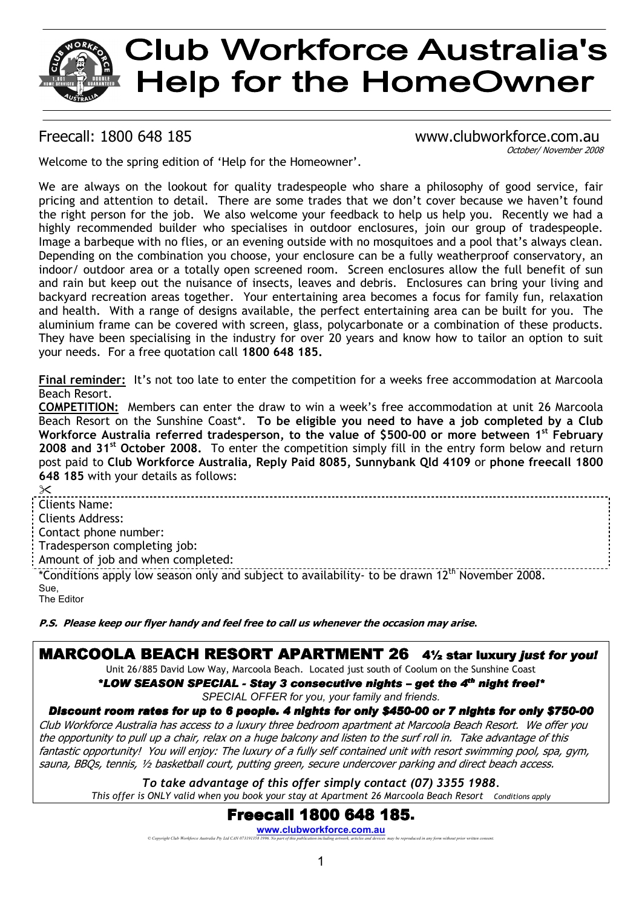#  Club Workforce Australia's Help for the HomeOwner

Freecall: 1800 648 185 www.clubworkforce.com.au

*October/ November 2008*

Welcome to the spring edition of 'Help for the Homeowner'.

We are always on the lookout for quality tradespeople who share a philosophy of good service, fair pricing and attention to detail. There are some trades that we don't cover because we haven't found the right person for the job. We also welcome your feedback to help us help you. Recently we had a highly recommended builder who specialises in outdoor enclosures, join our group of tradespeople. Image a barbeque with no flies, or an evening outside with no mosquitoes and a pool that's always clean. Depending on the combination you choose, your enclosure can be a fully weatherproof conservatory, an indoor/ outdoor area or a totally open screened room. Screen enclosures allow the full benefit of sun and rain but keep out the nuisance of insects, leaves and debris. Enclosures can bring your living and backyard recreation areas together. Your entertaining area becomes a focus for family fun, relaxation and health. With a range of designs available, the perfect entertaining area can be built for you. The aluminium frame can be covered with screen, glass, polycarbonate or a combination of these products. They have been specialising in the industry for over 20 years and know how to tailor an option to suit your needs. For a free quotation call **1800 648 185.**

**Final reminder:** It's not too late to enter the competition for a weeks free accommodation at Marcoola Beach Resort.

**COMPETITION:** Members can enter the draw to win a week's free accommodation at unit 26 Marcoola Beach Resort on the Sunshine Coast*. **To be eligible you need to have a job completed by a Club Workforce Australia referred tradesperson, to the value of $500-00 or more between 1st February 2008 and 31st October 2008.** To enter the competition simply fill in the entry form below and return post paid to **Club Workforce Australia, Reply Paid 8085, Sunnybank Qld 4109** or **phone freecall 1800 648 185** with your details as follows:

✂

Clients Name:
Clients Address:
Contact phone number:
Tradesperson completing job:
Amount of job and when completed:

*Conditions apply low season only and subject to availability- to be drawn 12th November 2008.

Sue,
The Editor

***P.S. Please keep our flyer handy and feel free to call us whenever the occasion may arise.***

## MARCOOLA BEACH RESORT APARTMENT 26 4½ star luxury *just for you!*

Unit 26/885 David Low Way, Marcoola Beach. Located just south of Coolum on the Sunshine Coast

***\*LOW SEASON SPECIAL - Stay 3 consecutive nights – get the 4th night free!\****

*SPECIAL OFFER for you, your family and friends.*

***Discount room rates for up to 6 people. 4 nights for only $450-00 or 7 nights for only $750-00***

*Club Workforce Australia has access to a luxury three bedroom apartment at Marcoola Beach Resort. We offer you the opportunity to pull up a chair, relax on a huge balcony and listen to the surf roll in. Take advantage of this fantastic opportunity! You will enjoy: The luxury of a fully self contained unit with resort swimming pool, spa, gym, sauna, BBQs, tennis, ½ basketball court, putting green, secure undercover parking and direct beach access.*

***To take advantage of this offer simply contact (07) 3355 1988.***

*This offer is ONLY valid when you book your stay at Apartment 26 Marcoola Beach Resort Conditions apply*

## Freecall 1800 648 185.

**www.clubworkforce.com.au**

*© Copyright Club Workforce Australia Pty Ltd CAN 073191358 1996. No part of this publication including artwork, articles and devices may be reproduced in any form without prior written consent.*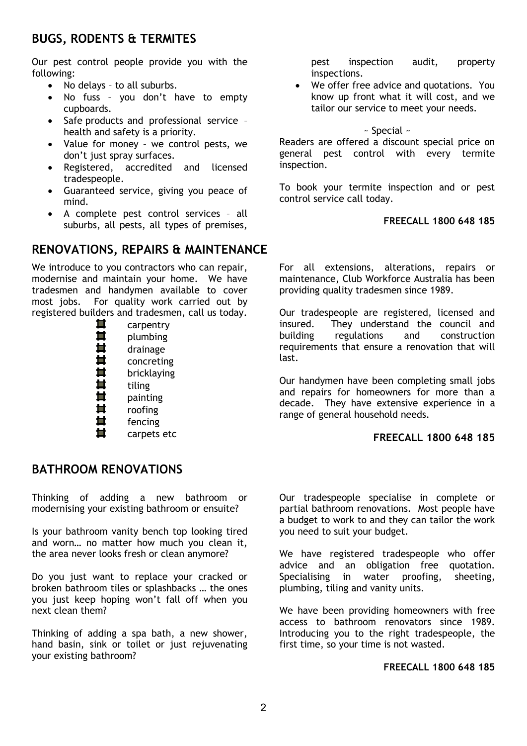## BUGS, RODENTS & TERMITES

Our pest control people provide you with the following:

- No delays – to all suburbs.
- No fuss – you don't have to empty cupboards.
- Safe products and professional service – health and safety is a priority.
- Value for money – we control pests, we don't just spray surfaces.
- Registered, accredited and licensed tradespeople.
- Guaranteed service, giving you peace of mind.
- A complete pest control services – all suburbs, all pests, all types of premises, pest inspection audit, property inspections.
- We offer free advice and quotations. You know up front what it will cost, and we tailor our service to meet your needs.

~ Special ~

Readers are offered a discount special price on general pest control with every termite inspection.

To book your termite inspection and or pest control service call today.

**FREECALL 1800 648 185**

## RENOVATIONS, REPAIRS & MAINTENANCE

We introduce to you contractors who can repair, modernise and maintain your home. We have tradesmen and handymen available to cover most jobs. For quality work carried out by registered builders and tradesmen, call us today.

- carpentry
- plumbing
- drainage
- concreting
- bricklaying
- tiling
- painting
- roofing
- fencing
- carpets etc

For all extensions, alterations, repairs or maintenance, Club Workforce Australia has been providing quality tradesmen since 1989.

Our tradespeople are registered, licensed and insured. They understand the council and building regulations and construction requirements that ensure a renovation that will last.

Our handymen have been completing small jobs and repairs for homeowners for more than a decade. They have extensive experience in a range of general household needs.

**FREECALL 1800 648 185**

## BATHROOM RENOVATIONS

Thinking of adding a new bathroom or modernising your existing bathroom or ensuite?

Is your bathroom vanity bench top looking tired and worn… no matter how much you clean it, the area never looks fresh or clean anymore?

Do you just want to replace your cracked or broken bathroom tiles or splashbacks … the ones you just keep hoping won't fall off when you next clean them?

Thinking of adding a spa bath, a new shower, hand basin, sink or toilet or just rejuvenating your existing bathroom?

Our tradespeople specialise in complete or partial bathroom renovations. Most people have a budget to work to and they can tailor the work you need to suit your budget.

We have registered tradespeople who offer advice and an obligation free quotation. Specialising in water proofing, sheeting, plumbing, tiling and vanity units.

We have been providing homeowners with free access to bathroom renovators since 1989. Introducing you to the right tradespeople, the first time, so your time is not wasted.

**FREECALL 1800 648 185**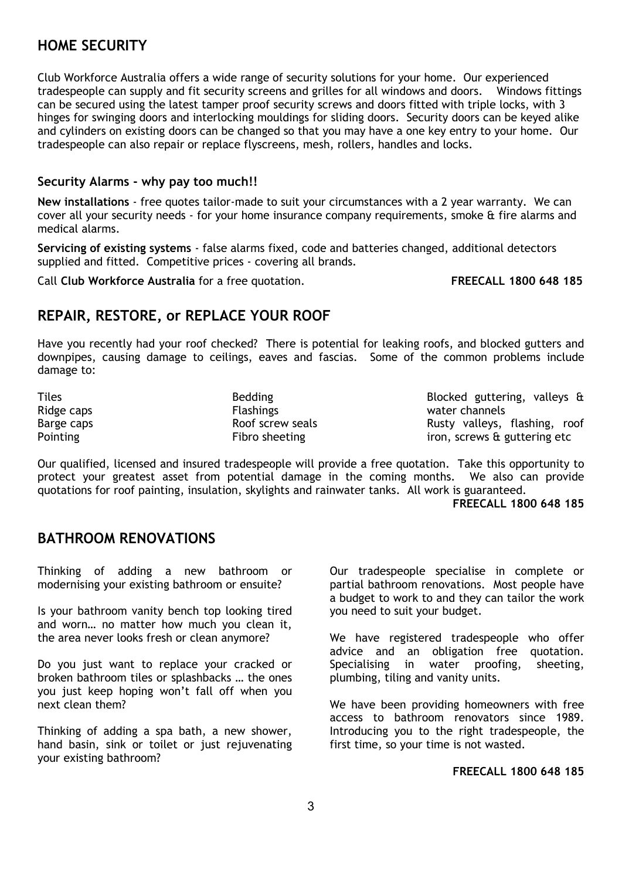## HOME SECURITY

Club Workforce Australia offers a wide range of security solutions for your home. Our experienced tradespeople can supply and fit security screens and grilles for all windows and doors. Windows fittings can be secured using the latest tamper proof security screws and doors fitted with triple locks, with 3 hinges for swinging doors and interlocking mouldings for sliding doors. Security doors can be keyed alike and cylinders on existing doors can be changed so that you may have a one key entry to your home. Our tradespeople can also repair or replace flyscreens, mesh, rollers, handles and locks.

### Security Alarms - why pay too much!!

**New installations** - free quotes tailor-made to suit your circumstances with a 2 year warranty. We can cover all your security needs - for your home insurance company requirements, smoke & fire alarms and medical alarms.

**Servicing of existing systems** - false alarms fixed, code and batteries changed, additional detectors supplied and fitted. Competitive prices - covering all brands.

Call **Club Workforce Australia** for a free quotation. **FREECALL 1800 648 185**

## REPAIR, RESTORE, or REPLACE YOUR ROOF

Have you recently had your roof checked? There is potential for leaking roofs, and blocked gutters and downpipes, causing damage to ceilings, eaves and fascias. Some of the common problems include damage to:

| | | |
|---|---|---|
| Tiles | Bedding | Blocked guttering, valleys & water channels |
| Ridge caps | Flashings | |
| Barge caps | Roof screw seals | Rusty valleys, flashing, roof iron, screws & guttering etc |
| Pointing | Fibro sheeting | |

Our qualified, licensed and insured tradespeople will provide a free quotation. Take this opportunity to protect your greatest asset from potential damage in the coming months. We also can provide quotations for roof painting, insulation, skylights and rainwater tanks. All work is guaranteed.

**FREECALL 1800 648 185**

## BATHROOM RENOVATIONS

Thinking of adding a new bathroom or modernising your existing bathroom or ensuite?

Is your bathroom vanity bench top looking tired and worn… no matter how much you clean it, the area never looks fresh or clean anymore?

Do you just want to replace your cracked or broken bathroom tiles or splashbacks … the ones you just keep hoping won't fall off when you next clean them?

Thinking of adding a spa bath, a new shower, hand basin, sink or toilet or just rejuvenating your existing bathroom?

Our tradespeople specialise in complete or partial bathroom renovations. Most people have a budget to work to and they can tailor the work you need to suit your budget.

We have registered tradespeople who offer advice and an obligation free quotation. Specialising in water proofing, sheeting, plumbing, tiling and vanity units.

We have been providing homeowners with free access to bathroom renovators since 1989. Introducing you to the right tradespeople, the first time, so your time is not wasted.

**FREECALL 1800 648 185**